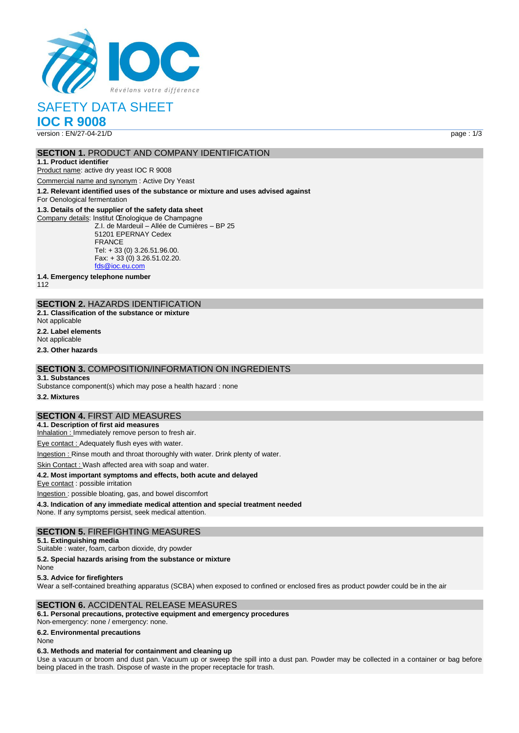# SAFETY DATA SHEET

# IOC R 9008

version : EN/27-04-21/D

## SECTION 1. PRODUCT AND COMPANY IDENTIFICATION

**1.1. Product identifier**

Product name: active dry yeast IOC R 9008

Commercial name and synonym : Active Dry Yeast

**1.2. Relevant identified uses of the substance or mixture and uses advised against**

For Oenological fermentation

**1.3. Details of the supplier of the safety data sheet**

Company details: Institut Œnologique de Champagne
Z.I. de Mardeuil – Allée de Cumières – BP 25
51201 EPERNAY Cedex
FRANCE
Tel: + 33 (0) 3.26.51.96.00.
Fax: + 33 (0) 3.26.51.02.20.
fds@ioc.eu.com

**1.4. Emergency telephone number**

112

## SECTION 2. HAZARDS IDENTIFICATION

**2.1. Classification of the substance or mixture**

Not applicable

**2.2. Label elements**

Not applicable

**2.3. Other hazards**

## SECTION 3. COMPOSITION/INFORMATION ON INGREDIENTS

**3.1. Substances**

Substance component(s) which may pose a health hazard : none

**3.2. Mixtures**

## SECTION 4. FIRST AID MEASURES

**4.1. Description of first aid measures**

Inhalation : Immediately remove person to fresh air.

Eye contact : Adequately flush eyes with water.

Ingestion : Rinse mouth and throat thoroughly with water. Drink plenty of water.

Skin Contact : Wash affected area with soap and water.

**4.2. Most important symptoms and effects, both acute and delayed**

Eye contact : possible irritation

Ingestion : possible bloating, gas, and bowel discomfort

**4.3. Indication of any immediate medical attention and special treatment needed**

None. If any symptoms persist, seek medical attention.

## SECTION 5. FIREFIGHTING MEASURES

**5.1. Extinguishing media**

Suitable : water, foam, carbon dioxide, dry powder

**5.2. Special hazards arising from the substance or mixture**

None

**5.3. Advice for firefighters**

Wear a self-contained breathing apparatus (SCBA) when exposed to confined or enclosed fires as product powder could be in the air

## SECTION 6. ACCIDENTAL RELEASE MEASURES

**6.1. Personal precautions, protective equipment and emergency procedures**

Non-emergency: none / emergency: none.

**6.2. Environmental precautions**

None

**6.3. Methods and material for containment and cleaning up**

Use a vacuum or broom and dust pan. Vacuum up or sweep the spill into a dust pan. Powder may be collected in a container or bag before being placed in the trash. Dispose of waste in the proper receptacle for trash.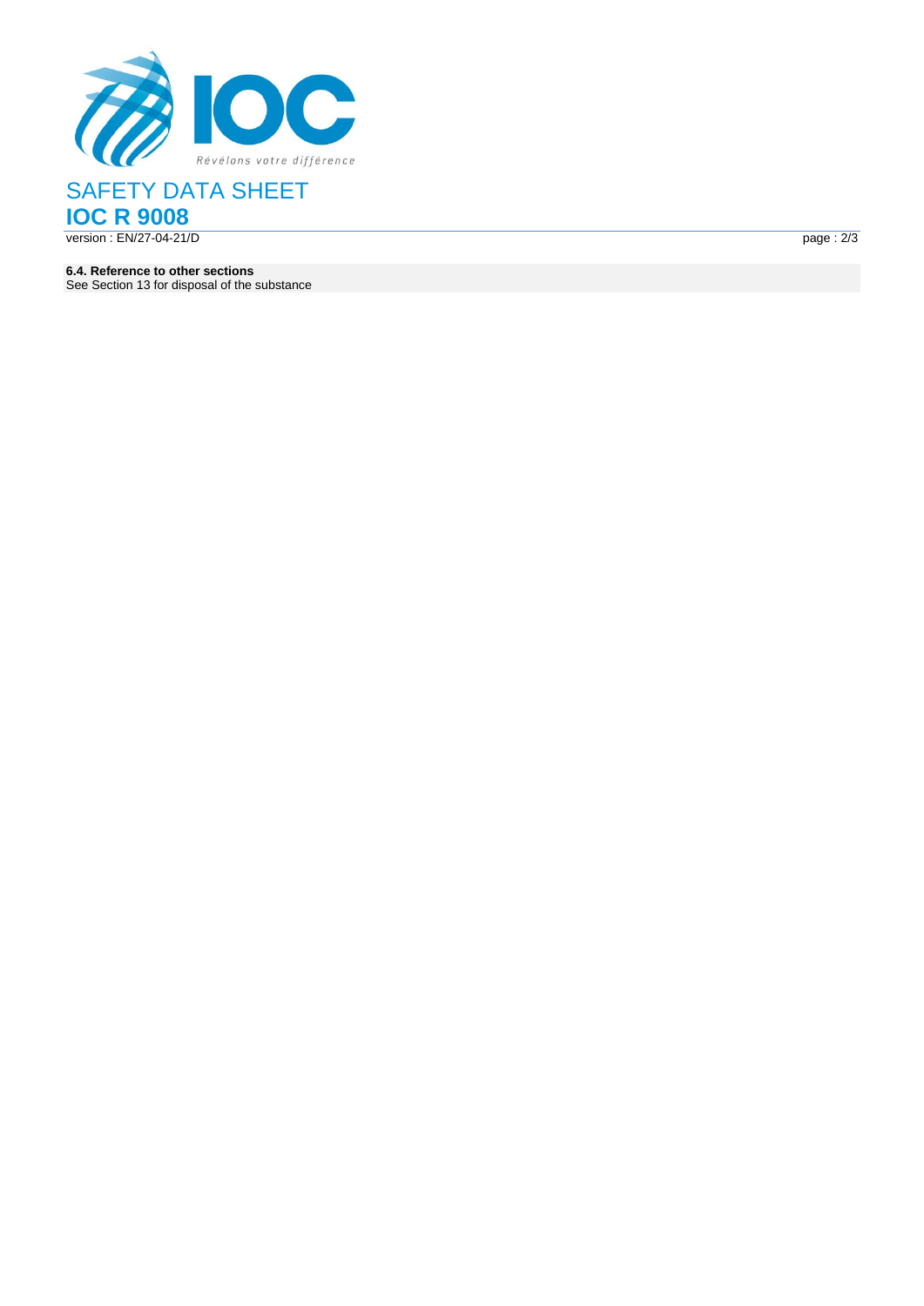**6.4. Reference to other sections**
See Section 13 for disposal of the substance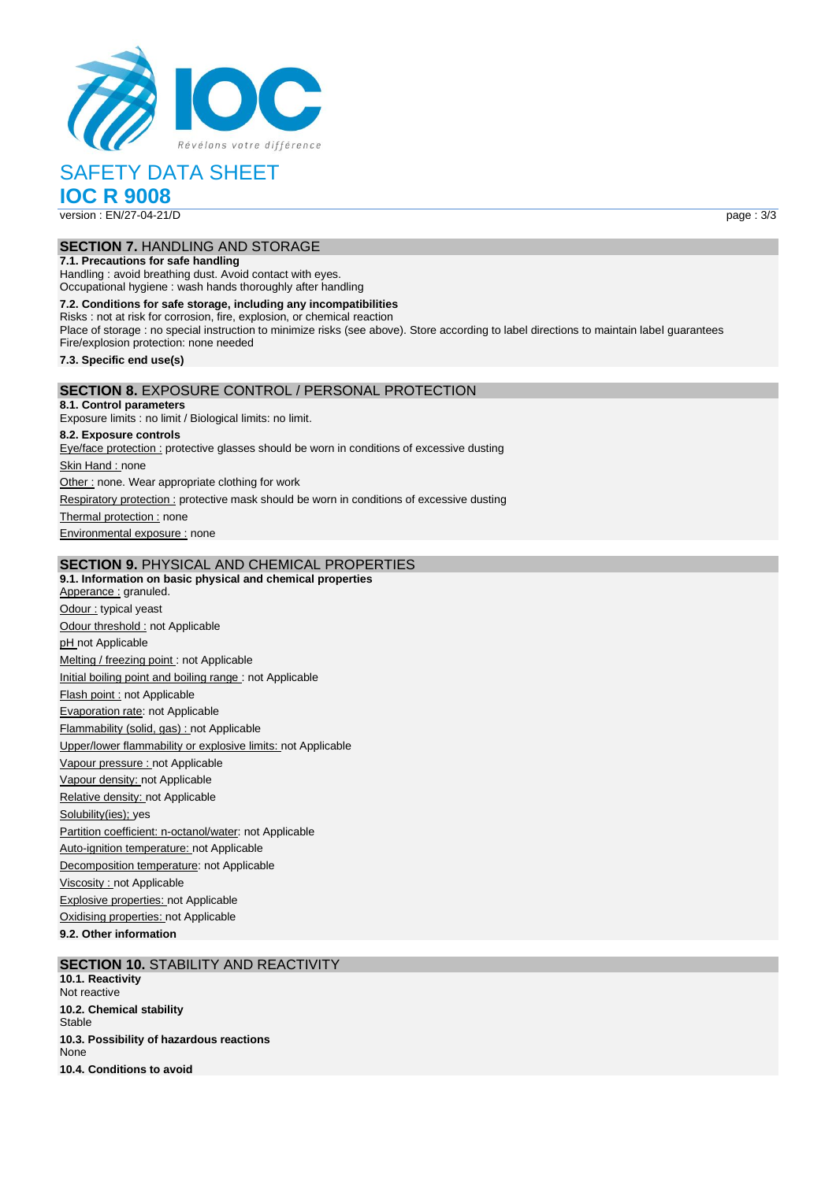# SAFETY DATA SHEET

## IOC R 9008

version : EN/27-04-21/D

### SECTION 7. HANDLING AND STORAGE

**7.1. Precautions for safe handling**

Handling : avoid breathing dust. Avoid contact with eyes.
Occupational hygiene : wash hands thoroughly after handling

**7.2. Conditions for safe storage, including any incompatibilities**

Risks : not at risk for corrosion, fire, explosion, or chemical reaction
Place of storage : no special instruction to minimize risks (see above). Store according to label directions to maintain label guarantees
Fire/explosion protection: none needed

**7.3. Specific end use(s)**

### SECTION 8. EXPOSURE CONTROL / PERSONAL PROTECTION

**8.1. Control parameters**

Exposure limits : no limit / Biological limits: no limit.

**8.2. Exposure controls**

Eye/face protection : protective glasses should be worn in conditions of excessive dusting

Skin Hand : none

Other : none. Wear appropriate clothing for work

Respiratory protection : protective mask should be worn in conditions of excessive dusting

Thermal protection : none

Environmental exposure : none

### SECTION 9. PHYSICAL AND CHEMICAL PROPERTIES

**9.1. Information on basic physical and chemical properties**

Apperance : granuled.

Odour : typical yeast

Odour threshold : not Applicable

pH not Applicable

Melting / freezing point : not Applicable

Initial boiling point and boiling range : not Applicable

Flash point : not Applicable

Evaporation rate: not Applicable

Flammability (solid, gas) : not Applicable

Upper/lower flammability or explosive limits: not Applicable

Vapour pressure : not Applicable

Vapour density: not Applicable

Relative density: not Applicable

Solubility(ies); yes

Partition coefficient: n-octanol/water: not Applicable

Auto-ignition temperature: not Applicable

Decomposition temperature: not Applicable

Viscosity : not Applicable

Explosive properties: not Applicable

Oxidising properties: not Applicable

**9.2. Other information**

### SECTION 10. STABILITY AND REACTIVITY

**10.1. Reactivity**

Not reactive

**10.2. Chemical stability**

Stable

**10.3. Possibility of hazardous reactions**

None

**10.4. Conditions to avoid**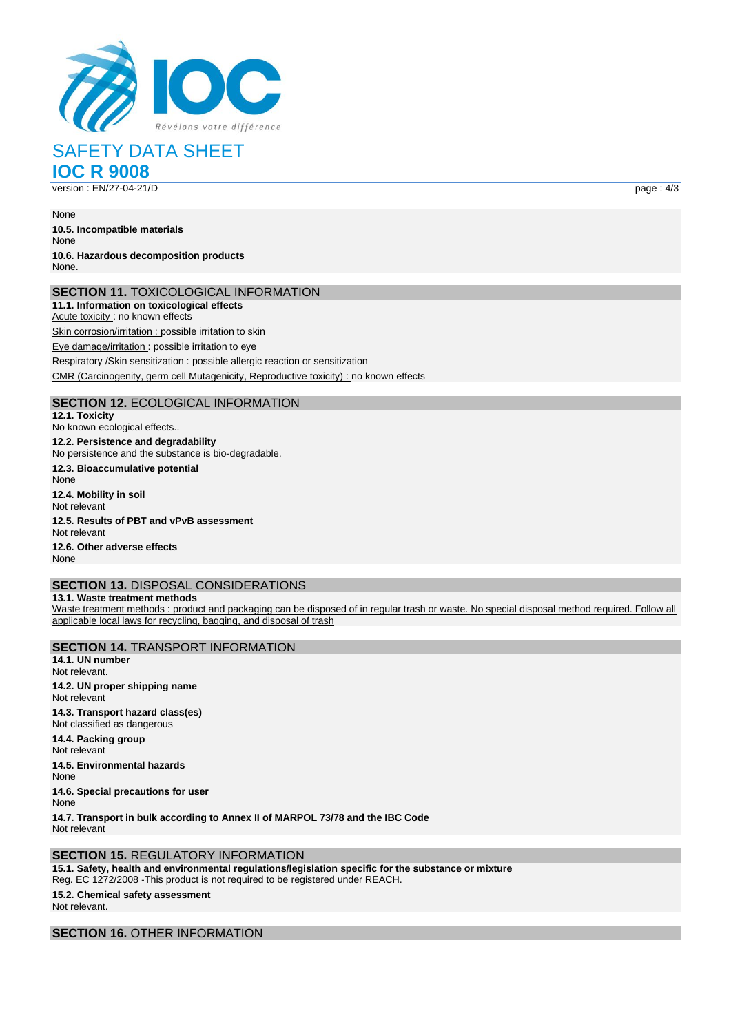None

**10.5. Incompatible materials**

None

**10.6. Hazardous decomposition products**

None.

## SECTION 11. TOXICOLOGICAL INFORMATION

**11.1. Information on toxicological effects**

Acute toxicity : no known effects

Skin corrosion/irritation : possible irritation to skin

Eye damage/irritation : possible irritation to eye

Respiratory /Skin sensitization : possible allergic reaction or sensitization

CMR (Carcinogenity, germ cell Mutagenicity, Reproductive toxicity) : no known effects

## SECTION 12. ECOLOGICAL INFORMATION

**12.1. Toxicity**

No known ecological effects..

**12.2. Persistence and degradability**

No persistence and the substance is bio-degradable.

**12.3. Bioaccumulative potential**

None

**12.4. Mobility in soil**

Not relevant

**12.5. Results of PBT and vPvB assessment**

Not relevant

**12.6. Other adverse effects**

None

## SECTION 13. DISPOSAL CONSIDERATIONS

**13.1. Waste treatment methods**

Waste treatment methods : product and packaging can be disposed of in regular trash or waste. No special disposal method required. Follow all applicable local laws for recycling, bagging, and disposal of trash

## SECTION 14. TRANSPORT INFORMATION

**14.1. UN number**

Not relevant.

**14.2. UN proper shipping name**

Not relevant

**14.3. Transport hazard class(es)**

Not classified as dangerous

**14.4. Packing group**

Not relevant

**14.5. Environmental hazards**

None

**14.6. Special precautions for user**

None

**14.7. Transport in bulk according to Annex II of MARPOL 73/78 and the IBC Code**

Not relevant

## SECTION 15. REGULATORY INFORMATION

**15.1. Safety, health and environmental regulations/legislation specific for the substance or mixture**

Reg. EC 1272/2008 -This product is not required to be registered under REACH.

**15.2. Chemical safety assessment**

Not relevant.

## SECTION 16. OTHER INFORMATION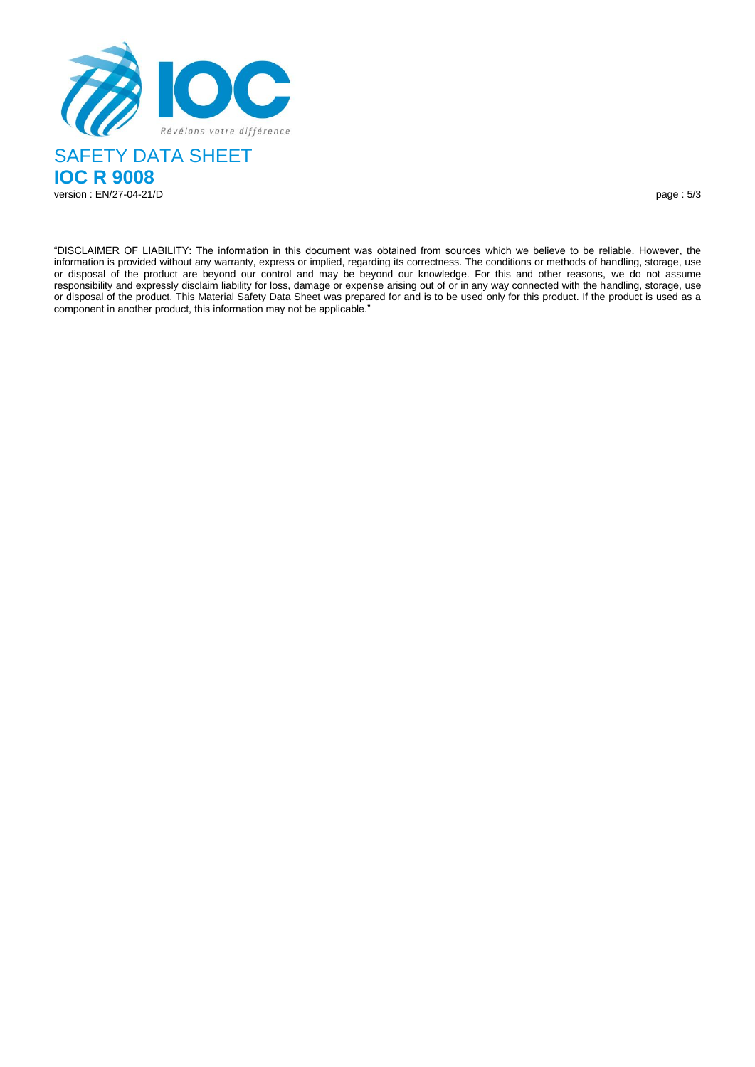"DISCLAIMER OF LIABILITY: The information in this document was obtained from sources which we believe to be reliable. However, the information is provided without any warranty, express or implied, regarding its correctness. The conditions or methods of handling, storage, use or disposal of the product are beyond our control and may be beyond our knowledge. For this and other reasons, we do not assume responsibility and expressly disclaim liability for loss, damage or expense arising out of or in any way connected with the handling, storage, use or disposal of the product. This Material Safety Data Sheet was prepared for and is to be used only for this product. If the product is used as a component in another product, this information may not be applicable."